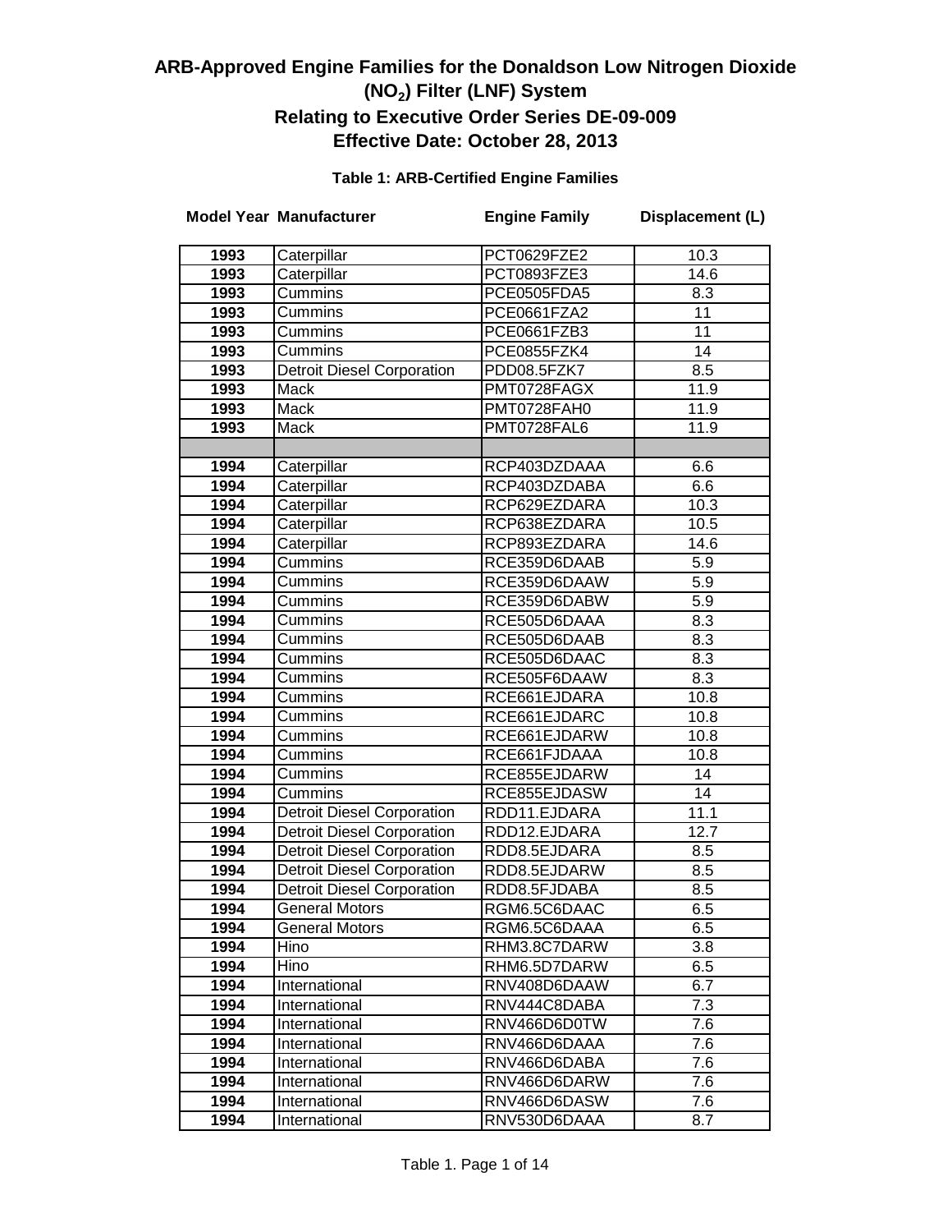# ARB-Approved Engine Families for the Donaldson Low Nitrogen Dioxide ($NO_2$) Filter (LNF) System

## Relating to Executive Order Series DE-09-009

## Effective Date: October 28, 2013

### Table 1: ARB-Certified Engine Families

| Model Year | Manufacturer | Engine Family | Displacement (L) |
|---|---|---|---|
| 1993 | Caterpillar | PCT0629FZE2 | 10.3 |
| 1993 | Caterpillar | PCT0893FZE3 | 14.6 |
| 1993 | Cummins | PCE0505FDA5 | 8.3 |
| 1993 | Cummins | PCE0661FZA2 | 11 |
| 1993 | Cummins | PCE0661FZB3 | 11 |
| 1993 | Cummins | PCE0855FZK4 | 14 |
| 1993 | Detroit Diesel Corporation | PDD08.5FZK7 | 8.5 |
| 1993 | Mack | PMT0728FAGX | 11.9 |
| 1993 | Mack | PMT0728FAH0 | 11.9 |
| 1993 | Mack | PMT0728FAL6 | 11.9 |
| | | | |
| 1994 | Caterpillar | RCP403DZDAAA | 6.6 |
| 1994 | Caterpillar | RCP403DZDABA | 6.6 |
| 1994 | Caterpillar | RCP629EZDARA | 10.3 |
| 1994 | Caterpillar | RCP638EZDARA | 10.5 |
| 1994 | Caterpillar | RCP893EZDARA | 14.6 |
| 1994 | Cummins | RCE359D6DAAB | 5.9 |
| 1994 | Cummins | RCE359D6DAAW | 5.9 |
| 1994 | Cummins | RCE359D6DABW | 5.9 |
| 1994 | Cummins | RCE505D6DAAA | 8.3 |
| 1994 | Cummins | RCE505D6DAAB | 8.3 |
| 1994 | Cummins | RCE505D6DAAC | 8.3 |
| 1994 | Cummins | RCE505F6DAAW | 8.3 |
| 1994 | Cummins | RCE661EJDARA | 10.8 |
| 1994 | Cummins | RCE661EJDARC | 10.8 |
| 1994 | Cummins | RCE661EJDARW | 10.8 |
| 1994 | Cummins | RCE661FJDAAA | 10.8 |
| 1994 | Cummins | RCE855EJDARW | 14 |
| 1994 | Cummins | RCE855EJDASW | 14 |
| 1994 | Detroit Diesel Corporation | RDD11.EJDARA | 11.1 |
| 1994 | Detroit Diesel Corporation | RDD12.EJDARA | 12.7 |
| 1994 | Detroit Diesel Corporation | RDD8.5EJDARA | 8.5 |
| 1994 | Detroit Diesel Corporation | RDD8.5EJDARW | 8.5 |
| 1994 | Detroit Diesel Corporation | RDD8.5FJDABA | 8.5 |
| 1994 | General Motors | RGM6.5C6DAAC | 6.5 |
| 1994 | General Motors | RGM6.5C6DAAA | 6.5 |
| 1994 | Hino | RHM3.8C7DARW | 3.8 |
| 1994 | Hino | RHM6.5D7DARW | 6.5 |
| 1994 | International | RNV408D6DAAW | 6.7 |
| 1994 | International | RNV444C8DABA | 7.3 |
| 1994 | International | RNV466D6D0TW | 7.6 |
| 1994 | International | RNV466D6DAAA | 7.6 |
| 1994 | International | RNV466D6DABA | 7.6 |
| 1994 | International | RNV466D6DARW | 7.6 |
| 1994 | International | RNV466D6DASW | 7.6 |
| 1994 | International | RNV530D6DAAA | 8.7 |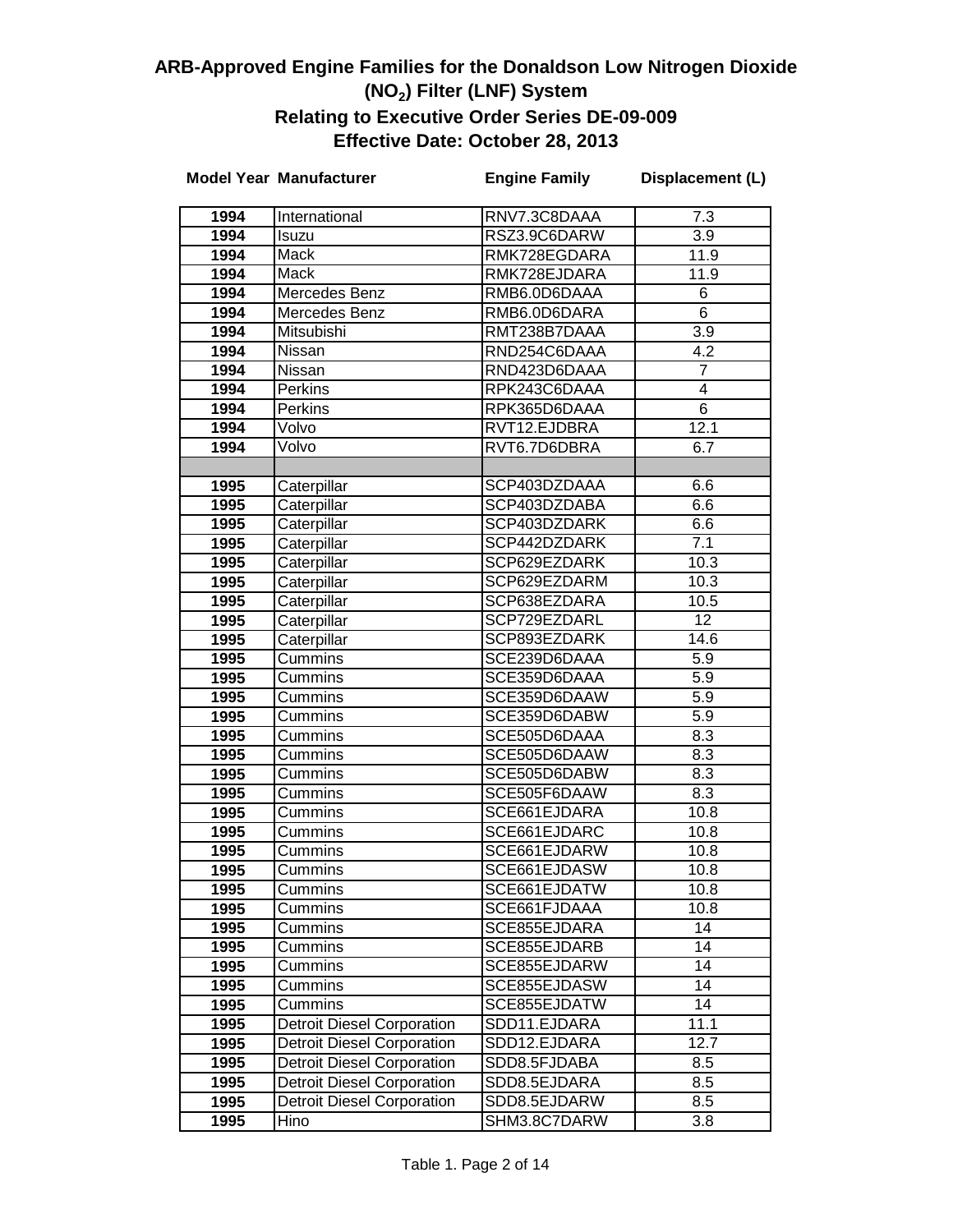# ARB-Approved Engine Families for the Donaldson Low Nitrogen Dioxide ($NO_2$) Filter (LNF) System

## Relating to Executive Order Series DE-09-009

## Effective Date: October 28, 2013

| Model Year | Manufacturer | Engine Family | Displacement (L) |
|---|---|---|---|
| 1994 | International | RNV7.3C8DAAA | 7.3 |
| 1994 | Isuzu | RSZ3.9C6DARW | 3.9 |
| 1994 | Mack | RMK728EGDARA | 11.9 |
| 1994 | Mack | RMK728EJDARA | 11.9 |
| 1994 | Mercedes Benz | RMB6.0D6DAAA | 6 |
| 1994 | Mercedes Benz | RMB6.0D6DARA | 6 |
| 1994 | Mitsubishi | RMT238B7DAAA | 3.9 |
| 1994 | Nissan | RND254C6DAAA | 4.2 |
| 1994 | Nissan | RND423D6DAAA | 7 |
| 1994 | Perkins | RPK243C6DAAA | 4 |
| 1994 | Perkins | RPK365D6DAAA | 6 |
| 1994 | Volvo | RVT12.EJDBRA | 12.1 |
| 1994 | Volvo | RVT6.7D6DBRA | 6.7 |
| | | | |
| 1995 | Caterpillar | SCP403DZDAAA | 6.6 |
| 1995 | Caterpillar | SCP403DZDABA | 6.6 |
| 1995 | Caterpillar | SCP403DZDARK | 6.6 |
| 1995 | Caterpillar | SCP442DZDARK | 7.1 |
| 1995 | Caterpillar | SCP629EZDARK | 10.3 |
| 1995 | Caterpillar | SCP629EZDARM | 10.3 |
| 1995 | Caterpillar | SCP638EZDARA | 10.5 |
| 1995 | Caterpillar | SCP729EZDARL | 12 |
| 1995 | Caterpillar | SCP893EZDARK | 14.6 |
| 1995 | Cummins | SCE239D6DAAA | 5.9 |
| 1995 | Cummins | SCE359D6DAAA | 5.9 |
| 1995 | Cummins | SCE359D6DAAW | 5.9 |
| 1995 | Cummins | SCE359D6DABW | 5.9 |
| 1995 | Cummins | SCE505D6DAAA | 8.3 |
| 1995 | Cummins | SCE505D6DAAW | 8.3 |
| 1995 | Cummins | SCE505D6DABW | 8.3 |
| 1995 | Cummins | SCE505F6DAAW | 8.3 |
| 1995 | Cummins | SCE661EJDARA | 10.8 |
| 1995 | Cummins | SCE661EJDARC | 10.8 |
| 1995 | Cummins | SCE661EJDARW | 10.8 |
| 1995 | Cummins | SCE661EJDASW | 10.8 |
| 1995 | Cummins | SCE661EJDATW | 10.8 |
| 1995 | Cummins | SCE661FJDAAA | 10.8 |
| 1995 | Cummins | SCE855EJDARA | 14 |
| 1995 | Cummins | SCE855EJDARB | 14 |
| 1995 | Cummins | SCE855EJDARW | 14 |
| 1995 | Cummins | SCE855EJDASW | 14 |
| 1995 | Cummins | SCE855EJDATW | 14 |
| 1995 | Detroit Diesel Corporation | SDD11.EJDARA | 11.1 |
| 1995 | Detroit Diesel Corporation | SDD12.EJDARA | 12.7 |
| 1995 | Detroit Diesel Corporation | SDD8.5FJDABA | 8.5 |
| 1995 | Detroit Diesel Corporation | SDD8.5EJDARA | 8.5 |
| 1995 | Detroit Diesel Corporation | SDD8.5EJDARW | 8.5 |
| 1995 | Hino | SHM3.8C7DARW | 3.8 |

Table 1.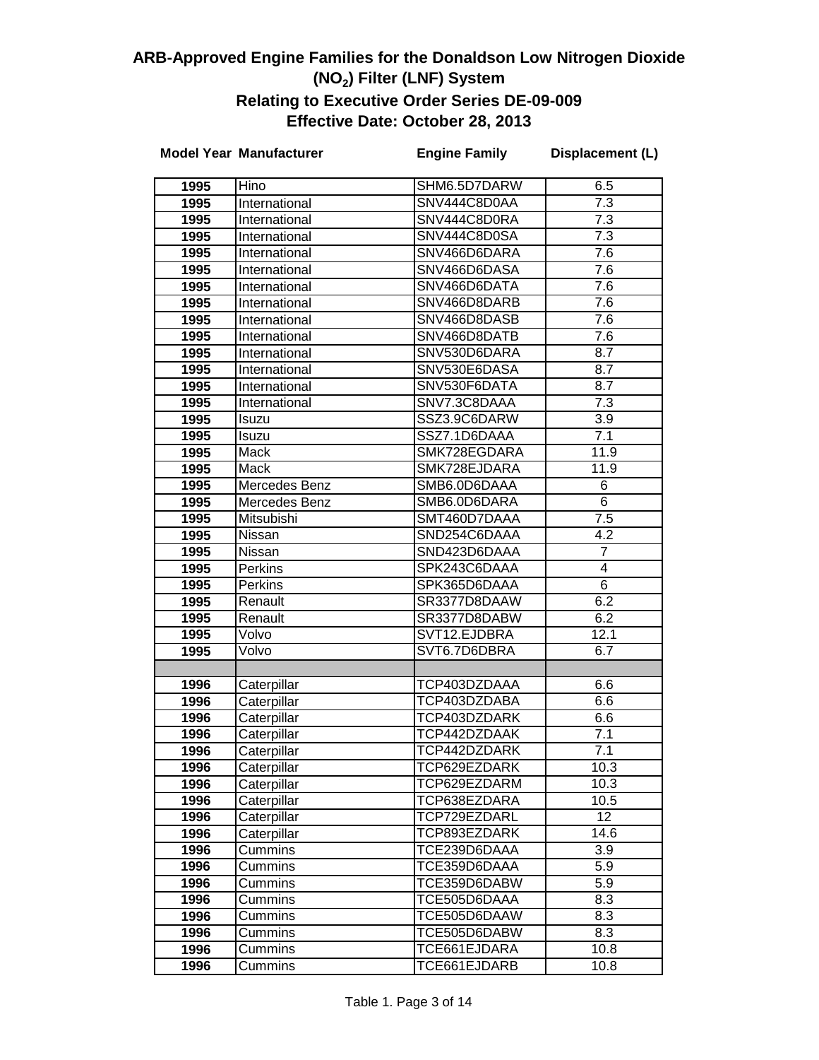# ARB-Approved Engine Families for the Donaldson Low Nitrogen Dioxide ($NO_2$) Filter (LNF) System

## Relating to Executive Order Series DE-09-009

## Effective Date: October 28, 2013

| Model Year | Manufacturer | Engine Family | Displacement (L) |
|---|---|---|---|
| 1995 | Hino | SHM6.5D7DARW | 6.5 |
| 1995 | International | SNV444C8D0AA | 7.3 |
| 1995 | International | SNV444C8D0RA | 7.3 |
| 1995 | International | SNV444C8D0SA | 7.3 |
| 1995 | International | SNV466D6DARA | 7.6 |
| 1995 | International | SNV466D6DASA | 7.6 |
| 1995 | International | SNV466D6DATA | 7.6 |
| 1995 | International | SNV466D8DARB | 7.6 |
| 1995 | International | SNV466D8DASB | 7.6 |
| 1995 | International | SNV466D8DATB | 7.6 |
| 1995 | International | SNV530D6DARA | 8.7 |
| 1995 | International | SNV530E6DASA | 8.7 |
| 1995 | International | SNV530F6DATA | 8.7 |
| 1995 | International | SNV7.3C8DAAA | 7.3 |
| 1995 | Isuzu | SSZ3.9C6DARW | 3.9 |
| 1995 | Isuzu | SSZ7.1D6DAAA | 7.1 |
| 1995 | Mack | SMK728EGDARA | 11.9 |
| 1995 | Mack | SMK728EJDARA | 11.9 |
| 1995 | Mercedes Benz | SMB6.0D6DAAA | 6 |
| 1995 | Mercedes Benz | SMB6.0D6DARA | 6 |
| 1995 | Mitsubishi | SMT460D7DAAA | 7.5 |
| 1995 | Nissan | SND254C6DAAA | 4.2 |
| 1995 | Nissan | SND423D6DAAA | 7 |
| 1995 | Perkins | SPK243C6DAAA | 4 |
| 1995 | Perkins | SPK365D6DAAA | 6 |
| 1995 | Renault | SR3377D8DAAW | 6.2 |
| 1995 | Renault | SR3377D8DABW | 6.2 |
| 1995 | Volvo | SVT12.EJDBRA | 12.1 |
| 1995 | Volvo | SVT6.7D6DBRA | 6.7 |
| | | | |
| 1996 | Caterpillar | TCP403DZDAAA | 6.6 |
| 1996 | Caterpillar | TCP403DZDABA | 6.6 |
| 1996 | Caterpillar | TCP403DZDARK | 6.6 |
| 1996 | Caterpillar | TCP442DZDAAK | 7.1 |
| 1996 | Caterpillar | TCP442DZDARK | 7.1 |
| 1996 | Caterpillar | TCP629EZDARK | 10.3 |
| 1996 | Caterpillar | TCP629EZDARM | 10.3 |
| 1996 | Caterpillar | TCP638EZDARA | 10.5 |
| 1996 | Caterpillar | TCP729EZDARL | 12 |
| 1996 | Caterpillar | TCP893EZDARK | 14.6 |
| 1996 | Cummins | TCE239D6DAAA | 3.9 |
| 1996 | Cummins | TCE359D6DAAA | 5.9 |
| 1996 | Cummins | TCE359D6DABW | 5.9 |
| 1996 | Cummins | TCE505D6DAAA | 8.3 |
| 1996 | Cummins | TCE505D6DAAW | 8.3 |
| 1996 | Cummins | TCE505D6DABW | 8.3 |
| 1996 | Cummins | TCE661EJDARA | 10.8 |
| 1996 | Cummins | TCE661EJDARB | 10.8 |

Table 1.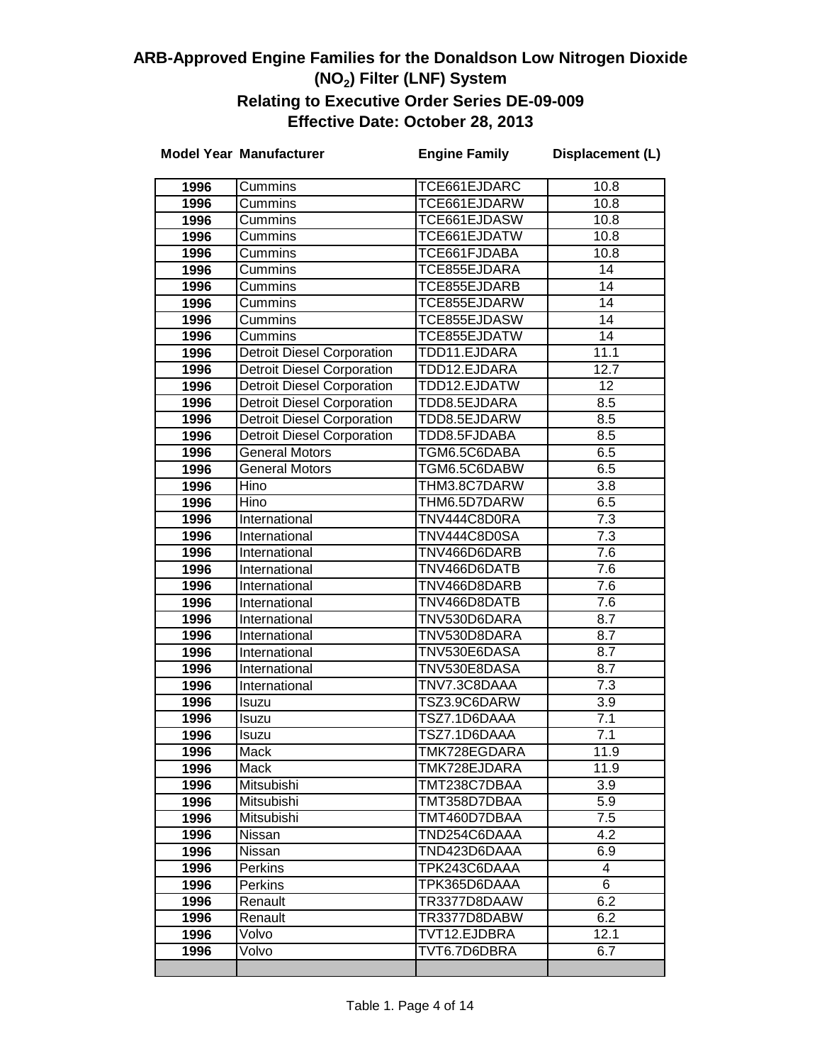# ARB-Approved Engine Families for the Donaldson Low Nitrogen Dioxide ($NO_2$) Filter (LNF) System

## Relating to Executive Order Series DE-09-009

## Effective Date: October 28, 2013

| Model Year | Manufacturer | Engine Family | Displacement (L) |
|---|---|---|---|
| 1996 | Cummins | TCE661EJDARC | 10.8 |
| 1996 | Cummins | TCE661EJDARW | 10.8 |
| 1996 | Cummins | TCE661EJDASW | 10.8 |
| 1996 | Cummins | TCE661EJDATW | 10.8 |
| 1996 | Cummins | TCE661FJDABA | 10.8 |
| 1996 | Cummins | TCE855EJDARA | 14 |
| 1996 | Cummins | TCE855EJDARB | 14 |
| 1996 | Cummins | TCE855EJDARW | 14 |
| 1996 | Cummins | TCE855EJDASW | 14 |
| 1996 | Cummins | TCE855EJDATW | 14 |
| 1996 | Detroit Diesel Corporation | TDD11.EJDARA | 11.1 |
| 1996 | Detroit Diesel Corporation | TDD12.EJDARA | 12.7 |
| 1996 | Detroit Diesel Corporation | TDD12.EJDATW | 12 |
| 1996 | Detroit Diesel Corporation | TDD8.5EJDARA | 8.5 |
| 1996 | Detroit Diesel Corporation | TDD8.5EJDARW | 8.5 |
| 1996 | Detroit Diesel Corporation | TDD8.5FJDABA | 8.5 |
| 1996 | General Motors | TGM6.5C6DABA | 6.5 |
| 1996 | General Motors | TGM6.5C6DABW | 6.5 |
| 1996 | Hino | THM3.8C7DARW | 3.8 |
| 1996 | Hino | THM6.5D7DARW | 6.5 |
| 1996 | International | TNV444C8D0RA | 7.3 |
| 1996 | International | TNV444C8D0SA | 7.3 |
| 1996 | International | TNV466D6DARB | 7.6 |
| 1996 | International | TNV466D6DATB | 7.6 |
| 1996 | International | TNV466D8DARB | 7.6 |
| 1996 | International | TNV466D8DATB | 7.6 |
| 1996 | International | TNV530D6DARA | 8.7 |
| 1996 | International | TNV530D8DARA | 8.7 |
| 1996 | International | TNV530E6DASA | 8.7 |
| 1996 | International | TNV530E8DASA | 8.7 |
| 1996 | International | TNV7.3C8DAAA | 7.3 |
| 1996 | Isuzu | TSZ3.9C6DARW | 3.9 |
| 1996 | Isuzu | TSZ7.1D6DAAA | 7.1 |
| 1996 | Isuzu | TSZ7.1D6DAAA | 7.1 |
| 1996 | Mack | TMK728EGDARA | 11.9 |
| 1996 | Mack | TMK728EJDARA | 11.9 |
| 1996 | Mitsubishi | TMT238C7DBAA | 3.9 |
| 1996 | Mitsubishi | TMT358D7DBAA | 5.9 |
| 1996 | Mitsubishi | TMT460D7DBAA | 7.5 |
| 1996 | Nissan | TND254C6DAAA | 4.2 |
| 1996 | Nissan | TND423D6DAAA | 6.9 |
| 1996 | Perkins | TPK243C6DAAA | 4 |
| 1996 | Perkins | TPK365D6DAAA | 6 |
| 1996 | Renault | TR3377D8DAAW | 6.2 |
| 1996 | Renault | TR3377D8DABW | 6.2 |
| 1996 | Volvo | TVT12.EJDBRA | 12.1 |
| 1996 | Volvo | TVT6.7D6DBRA | 6.7 |
| | | | |

Table 1.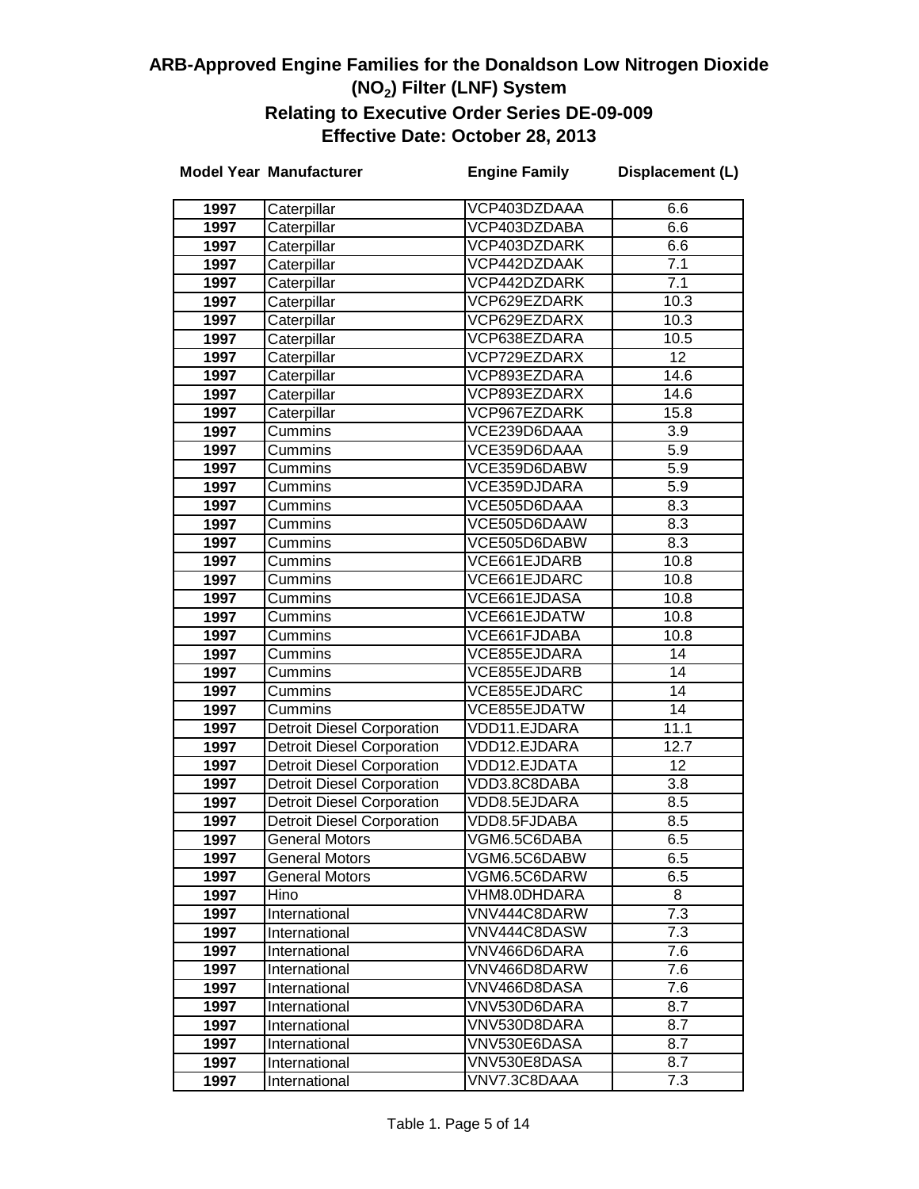# ARB-Approved Engine Families for the Donaldson Low Nitrogen Dioxide ($NO_2$) Filter (LNF) System

## Relating to Executive Order Series DE-09-009

## Effective Date: October 28, 2013

| Model Year | Manufacturer | Engine Family | Displacement (L) |
|---|---|---|---|
| 1997 | Caterpillar | VCP403DZDAAA | 6.6 |
| 1997 | Caterpillar | VCP403DZDABA | 6.6 |
| 1997 | Caterpillar | VCP403DZDARK | 6.6 |
| 1997 | Caterpillar | VCP442DZDAAK | 7.1 |
| 1997 | Caterpillar | VCP442DZDARK | 7.1 |
| 1997 | Caterpillar | VCP629EZDARK | 10.3 |
| 1997 | Caterpillar | VCP629EZDARX | 10.3 |
| 1997 | Caterpillar | VCP638EZDARA | 10.5 |
| 1997 | Caterpillar | VCP729EZDARX | 12 |
| 1997 | Caterpillar | VCP893EZDARA | 14.6 |
| 1997 | Caterpillar | VCP893EZDARX | 14.6 |
| 1997 | Caterpillar | VCP967EZDARK | 15.8 |
| 1997 | Cummins | VCE239D6DAAA | 3.9 |
| 1997 | Cummins | VCE359D6DAAA | 5.9 |
| 1997 | Cummins | VCE359D6DABW | 5.9 |
| 1997 | Cummins | VCE359DJDARA | 5.9 |
| 1997 | Cummins | VCE505D6DAAA | 8.3 |
| 1997 | Cummins | VCE505D6DAAW | 8.3 |
| 1997 | Cummins | VCE505D6DABW | 8.3 |
| 1997 | Cummins | VCE661EJDARB | 10.8 |
| 1997 | Cummins | VCE661EJDARC | 10.8 |
| 1997 | Cummins | VCE661EJDASA | 10.8 |
| 1997 | Cummins | VCE661EJDATW | 10.8 |
| 1997 | Cummins | VCE661FJDABA | 10.8 |
| 1997 | Cummins | VCE855EJDARA | 14 |
| 1997 | Cummins | VCE855EJDARB | 14 |
| 1997 | Cummins | VCE855EJDARC | 14 |
| 1997 | Cummins | VCE855EJDATW | 14 |
| 1997 | Detroit Diesel Corporation | VDD11.EJDARA | 11.1 |
| 1997 | Detroit Diesel Corporation | VDD12.EJDARA | 12.7 |
| 1997 | Detroit Diesel Corporation | VDD12.EJDATA | 12 |
| 1997 | Detroit Diesel Corporation | VDD3.8C8DABA | 3.8 |
| 1997 | Detroit Diesel Corporation | VDD8.5EJDARA | 8.5 |
| 1997 | Detroit Diesel Corporation | VDD8.5FJDABA | 8.5 |
| 1997 | General Motors | VGM6.5C6DABA | 6.5 |
| 1997 | General Motors | VGM6.5C6DABW | 6.5 |
| 1997 | General Motors | VGM6.5C6DARW | 6.5 |
| 1997 | Hino | VHM8.0DHDARA | 8 |
| 1997 | International | VNV444C8DARW | 7.3 |
| 1997 | International | VNV444C8DASW | 7.3 |
| 1997 | International | VNV466D6DARA | 7.6 |
| 1997 | International | VNV466D8DARW | 7.6 |
| 1997 | International | VNV466D8DASA | 7.6 |
| 1997 | International | VNV530D6DARA | 8.7 |
| 1997 | International | VNV530D8DARA | 8.7 |
| 1997 | International | VNV530E6DASA | 8.7 |
| 1997 | International | VNV530E8DASA | 8.7 |
| 1997 | International | VNV7.3C8DAAA | 7.3 |

Table 1. Page 5 of 14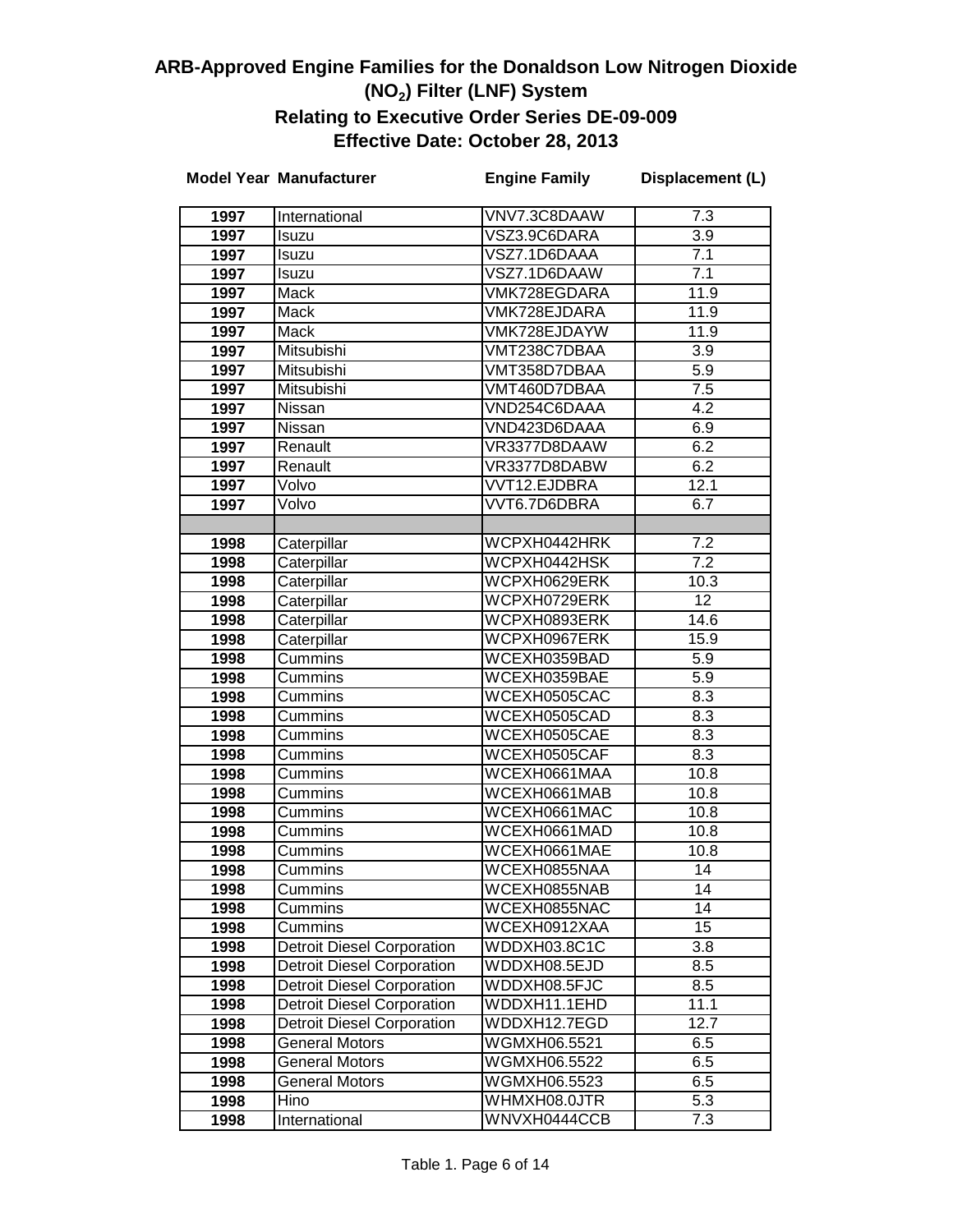# ARB-Approved Engine Families for the Donaldson Low Nitrogen Dioxide ($NO_2$) Filter (LNF) System

## Relating to Executive Order Series DE-09-009

## Effective Date: October 28, 2013

| Model Year | Manufacturer | Engine Family | Displacement (L) |
|---|---|---|---|
| 1997 | International | VNV7.3C8DAAW | 7.3 |
| 1997 | Isuzu | VSZ3.9C6DARA | 3.9 |
| 1997 | Isuzu | VSZ7.1D6DAAA | 7.1 |
| 1997 | Isuzu | VSZ7.1D6DAAW | 7.1 |
| 1997 | Mack | VMK728EGDARA | 11.9 |
| 1997 | Mack | VMK728EJDARA | 11.9 |
| 1997 | Mack | VMK728EJDAYW | 11.9 |
| 1997 | Mitsubishi | VMT238C7DBAA | 3.9 |
| 1997 | Mitsubishi | VMT358D7DBAA | 5.9 |
| 1997 | Mitsubishi | VMT460D7DBAA | 7.5 |
| 1997 | Nissan | VND254C6DAAA | 4.2 |
| 1997 | Nissan | VND423D6DAAA | 6.9 |
| 1997 | Renault | VR3377D8DAAW | 6.2 |
| 1997 | Renault | VR3377D8DABW | 6.2 |
| 1997 | Volvo | VVT12.EJDBRA | 12.1 |
| 1997 | Volvo | VVT6.7D6DBRA | 6.7 |
| | | | |
| 1998 | Caterpillar | WCPXH0442HRK | 7.2 |
| 1998 | Caterpillar | WCPXH0442HSK | 7.2 |
| 1998 | Caterpillar | WCPXH0629ERK | 10.3 |
| 1998 | Caterpillar | WCPXH0729ERK | 12 |
| 1998 | Caterpillar | WCPXH0893ERK | 14.6 |
| 1998 | Caterpillar | WCPXH0967ERK | 15.9 |
| 1998 | Cummins | WCEXH0359BAD | 5.9 |
| 1998 | Cummins | WCEXH0359BAE | 5.9 |
| 1998 | Cummins | WCEXH0505CAC | 8.3 |
| 1998 | Cummins | WCEXH0505CAD | 8.3 |
| 1998 | Cummins | WCEXH0505CAE | 8.3 |
| 1998 | Cummins | WCEXH0505CAF | 8.3 |
| 1998 | Cummins | WCEXH0661MAA | 10.8 |
| 1998 | Cummins | WCEXH0661MAB | 10.8 |
| 1998 | Cummins | WCEXH0661MAC | 10.8 |
| 1998 | Cummins | WCEXH0661MAD | 10.8 |
| 1998 | Cummins | WCEXH0661MAE | 10.8 |
| 1998 | Cummins | WCEXH0855NAA | 14 |
| 1998 | Cummins | WCEXH0855NAB | 14 |
| 1998 | Cummins | WCEXH0855NAC | 14 |
| 1998 | Cummins | WCEXH0912XAA | 15 |
| 1998 | Detroit Diesel Corporation | WDDXH03.8C1C | 3.8 |
| 1998 | Detroit Diesel Corporation | WDDXH08.5EJD | 8.5 |
| 1998 | Detroit Diesel Corporation | WDDXH08.5FJC | 8.5 |
| 1998 | Detroit Diesel Corporation | WDDXH11.1EHD | 11.1 |
| 1998 | Detroit Diesel Corporation | WDDXH12.7EGD | 12.7 |
| 1998 | General Motors | WGMXH06.5521 | 6.5 |
| 1998 | General Motors | WGMXH06.5522 | 6.5 |
| 1998 | General Motors | WGMXH06.5523 | 6.5 |
| 1998 | Hino | WHMXH08.0JTR | 5.3 |
| 1998 | International | WNVXH0444CCB | 7.3 |

Table 1. Page 6 of 14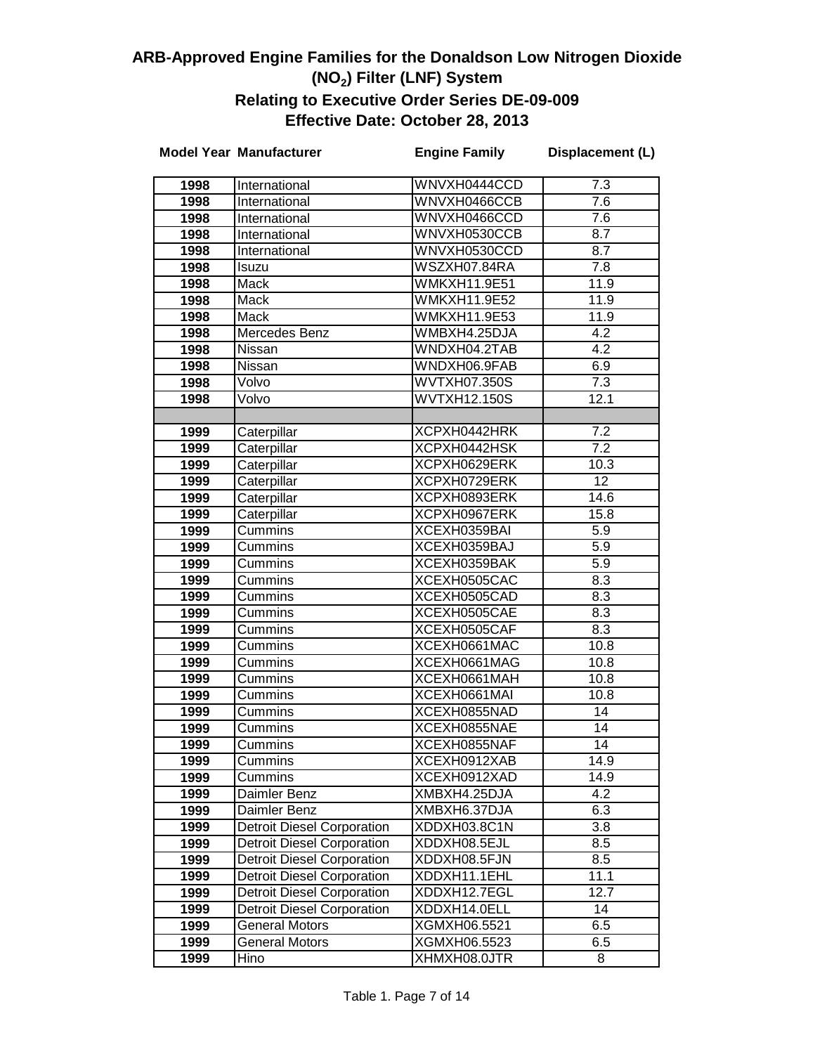# ARB-Approved Engine Families for the Donaldson Low Nitrogen Dioxide ($NO_2$) Filter (LNF) System

## Relating to Executive Order Series DE-09-009

## Effective Date: October 28, 2013

| Model Year | Manufacturer | Engine Family | Displacement (L) |
|---|---|---|---|
| 1998 | International | WNVXH0444CCD | 7.3 |
| 1998 | International | WNVXH0466CCB | 7.6 |
| 1998 | International | WNVXH0466CCD | 7.6 |
| 1998 | International | WNVXH0530CCB | 8.7 |
| 1998 | International | WNVXH0530CCD | 8.7 |
| 1998 | Isuzu | WSZXH07.84RA | 7.8 |
| 1998 | Mack | WMKXH11.9E51 | 11.9 |
| 1998 | Mack | WMKXH11.9E52 | 11.9 |
| 1998 | Mack | WMKXH11.9E53 | 11.9 |
| 1998 | Mercedes Benz | WMBXH4.25DJA | 4.2 |
| 1998 | Nissan | WNDXH04.2TAB | 4.2 |
| 1998 | Nissan | WNDXH06.9FAB | 6.9 |
| 1998 | Volvo | WVTXH07.350S | 7.3 |
| 1998 | Volvo | WVTXH12.150S | 12.1 |
| | | | |
| 1999 | Caterpillar | XCPXH0442HRK | 7.2 |
| 1999 | Caterpillar | XCPXH0442HSK | 7.2 |
| 1999 | Caterpillar | XCPXH0629ERK | 10.3 |
| 1999 | Caterpillar | XCPXH0729ERK | 12 |
| 1999 | Caterpillar | XCPXH0893ERK | 14.6 |
| 1999 | Caterpillar | XCPXH0967ERK | 15.8 |
| 1999 | Cummins | XCEXH0359BAI | 5.9 |
| 1999 | Cummins | XCEXH0359BAJ | 5.9 |
| 1999 | Cummins | XCEXH0359BAK | 5.9 |
| 1999 | Cummins | XCEXH0505CAC | 8.3 |
| 1999 | Cummins | XCEXH0505CAD | 8.3 |
| 1999 | Cummins | XCEXH0505CAE | 8.3 |
| 1999 | Cummins | XCEXH0505CAF | 8.3 |
| 1999 | Cummins | XCEXH0661MAC | 10.8 |
| 1999 | Cummins | XCEXH0661MAG | 10.8 |
| 1999 | Cummins | XCEXH0661MAH | 10.8 |
| 1999 | Cummins | XCEXH0661MAI | 10.8 |
| 1999 | Cummins | XCEXH0855NAD | 14 |
| 1999 | Cummins | XCEXH0855NAE | 14 |
| 1999 | Cummins | XCEXH0855NAF | 14 |
| 1999 | Cummins | XCEXH0912XAB | 14.9 |
| 1999 | Cummins | XCEXH0912XAD | 14.9 |
| 1999 | Daimler Benz | XMBXH4.25DJA | 4.2 |
| 1999 | Daimler Benz | XMBXH6.37DJA | 6.3 |
| 1999 | Detroit Diesel Corporation | XDDXH03.8C1N | 3.8 |
| 1999 | Detroit Diesel Corporation | XDDXH08.5EJL | 8.5 |
| 1999 | Detroit Diesel Corporation | XDDXH08.5FJN | 8.5 |
| 1999 | Detroit Diesel Corporation | XDDXH11.1EHL | 11.1 |
| 1999 | Detroit Diesel Corporation | XDDXH12.7EGL | 12.7 |
| 1999 | Detroit Diesel Corporation | XDDXH14.0ELL | 14 |
| 1999 | General Motors | XGMXH06.5521 | 6.5 |
| 1999 | General Motors | XGMXH06.5523 | 6.5 |
| 1999 | Hino | XHMXH08.0JTR | 8 |

Table 1. Page 7 of 14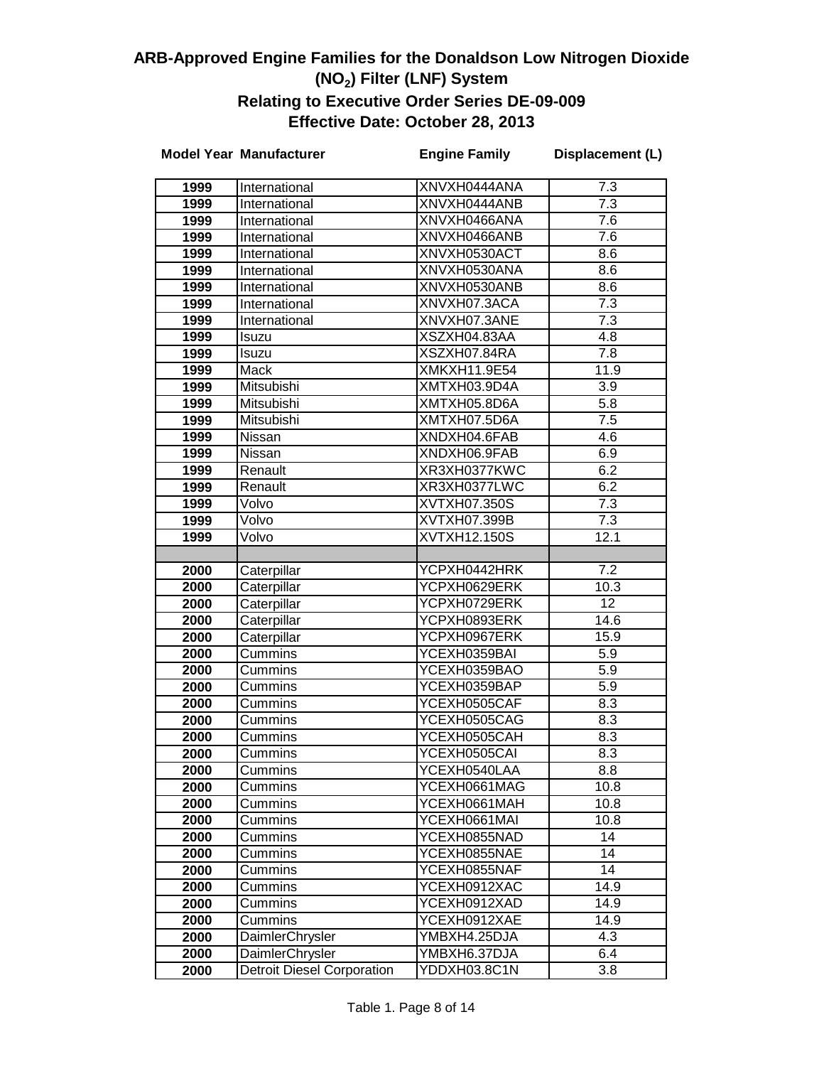# ARB-Approved Engine Families for the Donaldson Low Nitrogen Dioxide ($NO_2$) Filter (LNF) System

## Relating to Executive Order Series DE-09-009

## Effective Date: October 28, 2013

| Model Year | Manufacturer | Engine Family | Displacement (L) |
|---|---|---|---|
| 1999 | International | XNVXH0444ANA | 7.3 |
| 1999 | International | XNVXH0444ANB | 7.3 |
| 1999 | International | XNVXH0466ANA | 7.6 |
| 1999 | International | XNVXH0466ANB | 7.6 |
| 1999 | International | XNVXH0530ACT | 8.6 |
| 1999 | International | XNVXH0530ANA | 8.6 |
| 1999 | International | XNVXH0530ANB | 8.6 |
| 1999 | International | XNVXH07.3ACA | 7.3 |
| 1999 | International | XNVXH07.3ANE | 7.3 |
| 1999 | Isuzu | XSZXH04.83AA | 4.8 |
| 1999 | Isuzu | XSZXH07.84RA | 7.8 |
| 1999 | Mack | XMKXH11.9E54 | 11.9 |
| 1999 | Mitsubishi | XMTXH03.9D4A | 3.9 |
| 1999 | Mitsubishi | XMTXH05.8D6A | 5.8 |
| 1999 | Mitsubishi | XMTXH07.5D6A | 7.5 |
| 1999 | Nissan | XNDXH04.6FAB | 4.6 |
| 1999 | Nissan | XNDXH06.9FAB | 6.9 |
| 1999 | Renault | XR3XH0377KWC | 6.2 |
| 1999 | Renault | XR3XH0377LWC | 6.2 |
| 1999 | Volvo | XVTXH07.350S | 7.3 |
| 1999 | Volvo | XVTXH07.399B | 7.3 |
| 1999 | Volvo | XVTXH12.150S | 12.1 |
| | | | |
| 2000 | Caterpillar | YCPXH0442HRK | 7.2 |
| 2000 | Caterpillar | YCPXH0629ERK | 10.3 |
| 2000 | Caterpillar | YCPXH0729ERK | 12 |
| 2000 | Caterpillar | YCPXH0893ERK | 14.6 |
| 2000 | Caterpillar | YCPXH0967ERK | 15.9 |
| 2000 | Cummins | YCEXH0359BAI | 5.9 |
| 2000 | Cummins | YCEXH0359BAO | 5.9 |
| 2000 | Cummins | YCEXH0359BAP | 5.9 |
| 2000 | Cummins | YCEXH0505CAF | 8.3 |
| 2000 | Cummins | YCEXH0505CAG | 8.3 |
| 2000 | Cummins | YCEXH0505CAH | 8.3 |
| 2000 | Cummins | YCEXH0505CAI | 8.3 |
| 2000 | Cummins | YCEXH0540LAA | 8.8 |
| 2000 | Cummins | YCEXH0661MAG | 10.8 |
| 2000 | Cummins | YCEXH0661MAH | 10.8 |
| 2000 | Cummins | YCEXH0661MAI | 10.8 |
| 2000 | Cummins | YCEXH0855NAD | 14 |
| 2000 | Cummins | YCEXH0855NAE | 14 |
| 2000 | Cummins | YCEXH0855NAF | 14 |
| 2000 | Cummins | YCEXH0912XAC | 14.9 |
| 2000 | Cummins | YCEXH0912XAD | 14.9 |
| 2000 | Cummins | YCEXH0912XAE | 14.9 |
| 2000 | DaimlerChrysler | YMBXH4.25DJA | 4.3 |
| 2000 | DaimlerChrysler | YMBXH6.37DJA | 6.4 |
| 2000 | Detroit Diesel Corporation | YDDXH03.8C1N | 3.8 |

Table 1. Page 8 of 14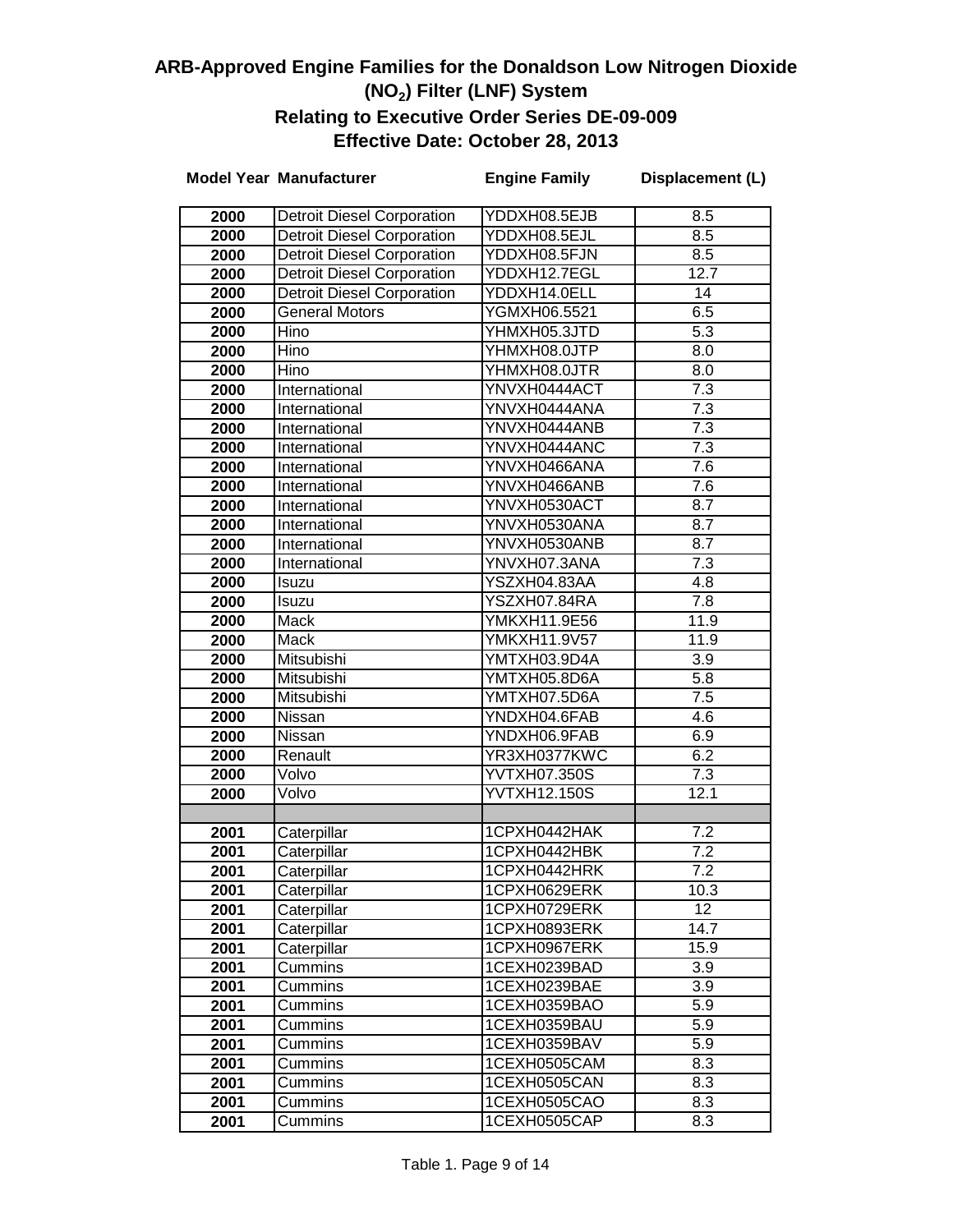# ARB-Approved Engine Families for the Donaldson Low Nitrogen Dioxide ($NO_2$) Filter (LNF) System

## Relating to Executive Order Series DE-09-009

## Effective Date: October 28, 2013

| Model Year | Manufacturer | Engine Family | Displacement (L) |
|---|---|---|---|
| 2000 | Detroit Diesel Corporation | YDDXH08.5EJB | 8.5 |
| 2000 | Detroit Diesel Corporation | YDDXH08.5EJL | 8.5 |
| 2000 | Detroit Diesel Corporation | YDDXH08.5FJN | 8.5 |
| 2000 | Detroit Diesel Corporation | YDDXH12.7EGL | 12.7 |
| 2000 | Detroit Diesel Corporation | YDDXH14.0ELL | 14 |
| 2000 | General Motors | YGMXH06.5521 | 6.5 |
| 2000 | Hino | YHMXH05.3JTD | 5.3 |
| 2000 | Hino | YHMXH08.0JTP | 8.0 |
| 2000 | Hino | YHMXH08.0JTR | 8.0 |
| 2000 | International | YNVXH0444ACT | 7.3 |
| 2000 | International | YNVXH0444ANA | 7.3 |
| 2000 | International | YNVXH0444ANB | 7.3 |
| 2000 | International | YNVXH0444ANC | 7.3 |
| 2000 | International | YNVXH0466ANA | 7.6 |
| 2000 | International | YNVXH0466ANB | 7.6 |
| 2000 | International | YNVXH0530ACT | 8.7 |
| 2000 | International | YNVXH0530ANA | 8.7 |
| 2000 | International | YNVXH0530ANB | 8.7 |
| 2000 | International | YNVXH07.3ANA | 7.3 |
| 2000 | Isuzu | YSZXH04.83AA | 4.8 |
| 2000 | Isuzu | YSZXH07.84RA | 7.8 |
| 2000 | Mack | YMKXH11.9E56 | 11.9 |
| 2000 | Mack | YMKXH11.9V57 | 11.9 |
| 2000 | Mitsubishi | YMTXH03.9D4A | 3.9 |
| 2000 | Mitsubishi | YMTXH05.8D6A | 5.8 |
| 2000 | Mitsubishi | YMTXH07.5D6A | 7.5 |
| 2000 | Nissan | YNDXH04.6FAB | 4.6 |
| 2000 | Nissan | YNDXH06.9FAB | 6.9 |
| 2000 | Renault | YR3XH0377KWC | 6.2 |
| 2000 | Volvo | YVTXH07.350S | 7.3 |
| 2000 | Volvo | YVTXH12.150S | 12.1 |
| | | | |
| 2001 | Caterpillar | 1CPXH0442HAK | 7.2 |
| 2001 | Caterpillar | 1CPXH0442HBK | 7.2 |
| 2001 | Caterpillar | 1CPXH0442HRK | 7.2 |
| 2001 | Caterpillar | 1CPXH0629ERK | 10.3 |
| 2001 | Caterpillar | 1CPXH0729ERK | 12 |
| 2001 | Caterpillar | 1CPXH0893ERK | 14.7 |
| 2001 | Caterpillar | 1CPXH0967ERK | 15.9 |
| 2001 | Cummins | 1CEXH0239BAD | 3.9 |
| 2001 | Cummins | 1CEXH0239BAE | 3.9 |
| 2001 | Cummins | 1CEXH0359BAO | 5.9 |
| 2001 | Cummins | 1CEXH0359BAU | 5.9 |
| 2001 | Cummins | 1CEXH0359BAV | 5.9 |
| 2001 | Cummins | 1CEXH0505CAM | 8.3 |
| 2001 | Cummins | 1CEXH0505CAN | 8.3 |
| 2001 | Cummins | 1CEXH0505CAO | 8.3 |
| 2001 | Cummins | 1CEXH0505CAP | 8.3 |

Table 1. Page 9 of 14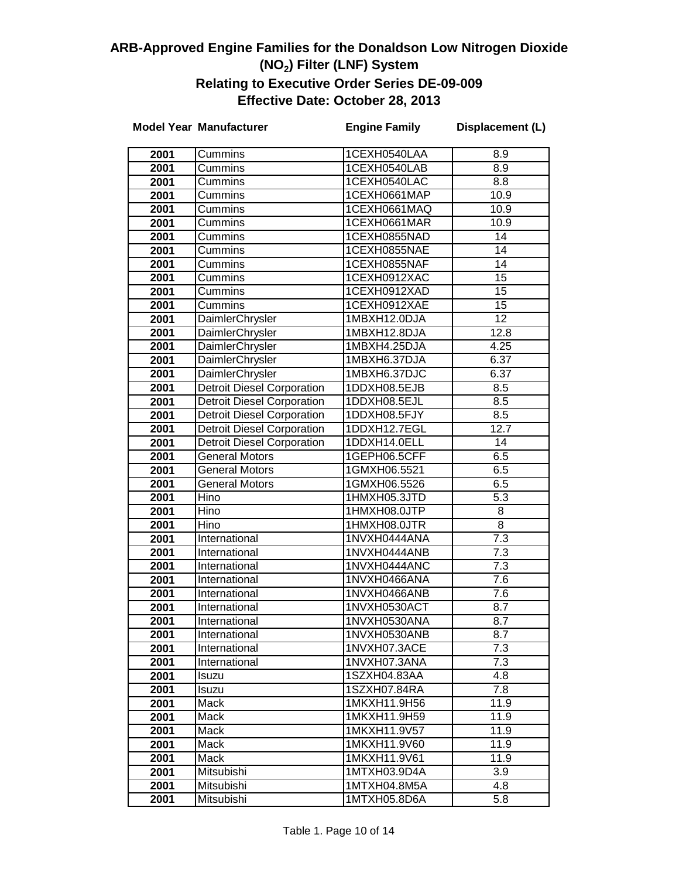# ARB-Approved Engine Families for the Donaldson Low Nitrogen Dioxide ($NO_2$) Filter (LNF) System

## Relating to Executive Order Series DE-09-009

## Effective Date: October 28, 2013

| Model Year | Manufacturer | Engine Family | Displacement (L) |
|---|---|---|---|
| 2001 | Cummins | 1CEXH0540LAA | 8.9 |
| 2001 | Cummins | 1CEXH0540LAB | 8.9 |
| 2001 | Cummins | 1CEXH0540LAC | 8.8 |
| 2001 | Cummins | 1CEXH0661MAP | 10.9 |
| 2001 | Cummins | 1CEXH0661MAQ | 10.9 |
| 2001 | Cummins | 1CEXH0661MAR | 10.9 |
| 2001 | Cummins | 1CEXH0855NAD | 14 |
| 2001 | Cummins | 1CEXH0855NAE | 14 |
| 2001 | Cummins | 1CEXH0855NAF | 14 |
| 2001 | Cummins | 1CEXH0912XAC | 15 |
| 2001 | Cummins | 1CEXH0912XAD | 15 |
| 2001 | Cummins | 1CEXH0912XAE | 15 |
| 2001 | DaimlerChrysler | 1MBXH12.0DJA | 12 |
| 2001 | DaimlerChrysler | 1MBXH12.8DJA | 12.8 |
| 2001 | DaimlerChrysler | 1MBXH4.25DJA | 4.25 |
| 2001 | DaimlerChrysler | 1MBXH6.37DJA | 6.37 |
| 2001 | DaimlerChrysler | 1MBXH6.37DJC | 6.37 |
| 2001 | Detroit Diesel Corporation | 1DDXH08.5EJB | 8.5 |
| 2001 | Detroit Diesel Corporation | 1DDXH08.5EJL | 8.5 |
| 2001 | Detroit Diesel Corporation | 1DDXH08.5FJY | 8.5 |
| 2001 | Detroit Diesel Corporation | 1DDXH12.7EGL | 12.7 |
| 2001 | Detroit Diesel Corporation | 1DDXH14.0ELL | 14 |
| 2001 | General Motors | 1GEPH06.5CFF | 6.5 |
| 2001 | General Motors | 1GMXH06.5521 | 6.5 |
| 2001 | General Motors | 1GMXH06.5526 | 6.5 |
| 2001 | Hino | 1HMXH05.3JTD | 5.3 |
| 2001 | Hino | 1HMXH08.0JTP | 8 |
| 2001 | Hino | 1HMXH08.0JTR | 8 |
| 2001 | International | 1NVXH0444ANA | 7.3 |
| 2001 | International | 1NVXH0444ANB | 7.3 |
| 2001 | International | 1NVXH0444ANC | 7.3 |
| 2001 | International | 1NVXH0466ANA | 7.6 |
| 2001 | International | 1NVXH0466ANB | 7.6 |
| 2001 | International | 1NVXH0530ACT | 8.7 |
| 2001 | International | 1NVXH0530ANA | 8.7 |
| 2001 | International | 1NVXH0530ANB | 8.7 |
| 2001 | International | 1NVXH07.3ACE | 7.3 |
| 2001 | International | 1NVXH07.3ANA | 7.3 |
| 2001 | Isuzu | 1SZXH04.83AA | 4.8 |
| 2001 | Isuzu | 1SZXH07.84RA | 7.8 |
| 2001 | Mack | 1MKXH11.9H56 | 11.9 |
| 2001 | Mack | 1MKXH11.9H59 | 11.9 |
| 2001 | Mack | 1MKXH11.9V57 | 11.9 |
| 2001 | Mack | 1MKXH11.9V60 | 11.9 |
| 2001 | Mack | 1MKXH11.9V61 | 11.9 |
| 2001 | Mitsubishi | 1MTXH03.9D4A | 3.9 |
| 2001 | Mitsubishi | 1MTXH04.8M5A | 4.8 |
| 2001 | Mitsubishi | 1MTXH05.8D6A | 5.8 |

Table 1.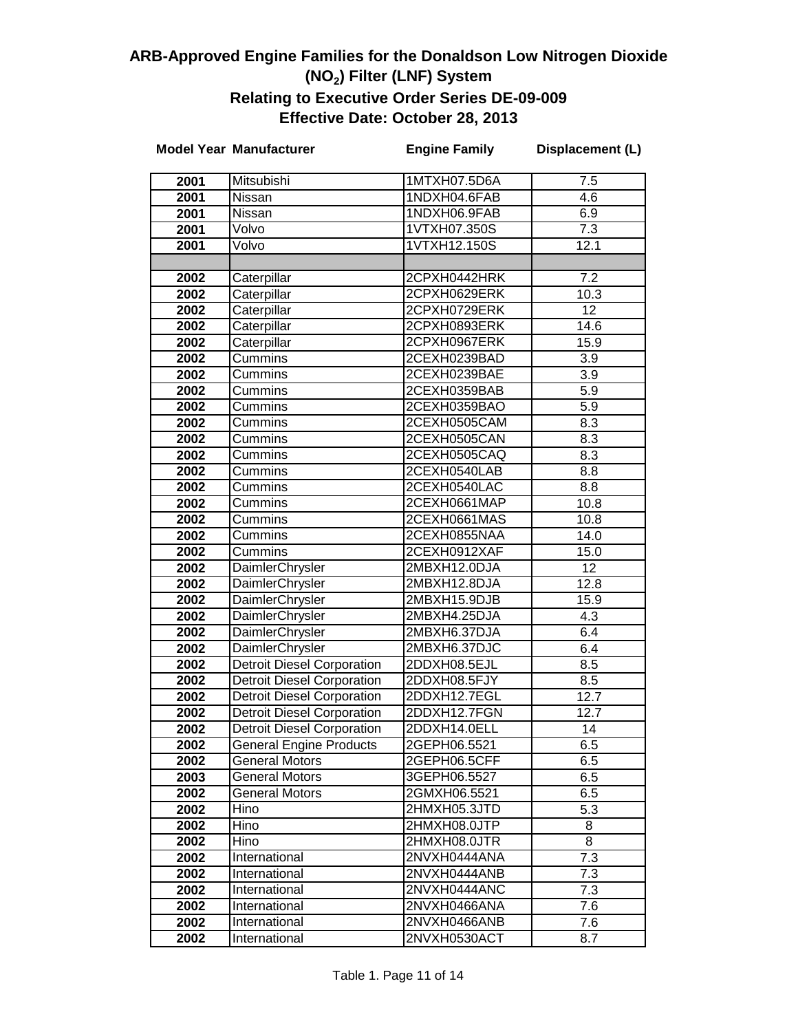# ARB-Approved Engine Families for the Donaldson Low Nitrogen Dioxide ($NO_2$) Filter (LNF) System

## Relating to Executive Order Series DE-09-009

## Effective Date: October 28, 2013

| Model Year | Manufacturer | Engine Family | Displacement (L) |
|---|---|---|---|
| 2001 | Mitsubishi | 1MTXH07.5D6A | 7.5 |
| 2001 | Nissan | 1NDXH04.6FAB | 4.6 |
| 2001 | Nissan | 1NDXH06.9FAB | 6.9 |
| 2001 | Volvo | 1VTXH07.350S | 7.3 |
| 2001 | Volvo | 1VTXH12.150S | 12.1 |
| | | | |
| 2002 | Caterpillar | 2CPXH0442HRK | 7.2 |
| 2002 | Caterpillar | 2CPXH0629ERK | 10.3 |
| 2002 | Caterpillar | 2CPXH0729ERK | 12 |
| 2002 | Caterpillar | 2CPXH0893ERK | 14.6 |
| 2002 | Caterpillar | 2CPXH0967ERK | 15.9 |
| 2002 | Cummins | 2CEXH0239BAD | 3.9 |
| 2002 | Cummins | 2CEXH0239BAE | 3.9 |
| 2002 | Cummins | 2CEXH0359BAB | 5.9 |
| 2002 | Cummins | 2CEXH0359BAO | 5.9 |
| 2002 | Cummins | 2CEXH0505CAM | 8.3 |
| 2002 | Cummins | 2CEXH0505CAN | 8.3 |
| 2002 | Cummins | 2CEXH0505CAQ | 8.3 |
| 2002 | Cummins | 2CEXH0540LAB | 8.8 |
| 2002 | Cummins | 2CEXH0540LAC | 8.8 |
| 2002 | Cummins | 2CEXH0661MAP | 10.8 |
| 2002 | Cummins | 2CEXH0661MAS | 10.8 |
| 2002 | Cummins | 2CEXH0855NAA | 14.0 |
| 2002 | Cummins | 2CEXH0912XAF | 15.0 |
| 2002 | DaimlerChrysler | 2MBXH12.0DJA | 12 |
| 2002 | DaimlerChrysler | 2MBXH12.8DJA | 12.8 |
| 2002 | DaimlerChrysler | 2MBXH15.9DJB | 15.9 |
| 2002 | DaimlerChrysler | 2MBXH4.25DJA | 4.3 |
| 2002 | DaimlerChrysler | 2MBXH6.37DJA | 6.4 |
| 2002 | DaimlerChrysler | 2MBXH6.37DJC | 6.4 |
| 2002 | Detroit Diesel Corporation | 2DDXH08.5EJL | 8.5 |
| 2002 | Detroit Diesel Corporation | 2DDXH08.5FJY | 8.5 |
| 2002 | Detroit Diesel Corporation | 2DDXH12.7EGL | 12.7 |
| 2002 | Detroit Diesel Corporation | 2DDXH12.7FGN | 12.7 |
| 2002 | Detroit Diesel Corporation | 2DDXH14.0ELL | 14 |
| 2002 | General Engine Products | 2GEPH06.5521 | 6.5 |
| 2002 | General Motors | 2GEPH06.5CFF | 6.5 |
| 2003 | General Motors | 3GEPH06.5527 | 6.5 |
| 2002 | General Motors | 2GMXH06.5521 | 6.5 |
| 2002 | Hino | 2HMXH05.3JTD | 5.3 |
| 2002 | Hino | 2HMXH08.0JTP | 8 |
| 2002 | Hino | 2HMXH08.0JTR | 8 |
| 2002 | International | 2NVXH0444ANA | 7.3 |
| 2002 | International | 2NVXH0444ANB | 7.3 |
| 2002 | International | 2NVXH0444ANC | 7.3 |
| 2002 | International | 2NVXH0466ANA | 7.6 |
| 2002 | International | 2NVXH0466ANB | 7.6 |
| 2002 | International | 2NVXH0530ACT | 8.7 |

Table 1. Page 11 of 14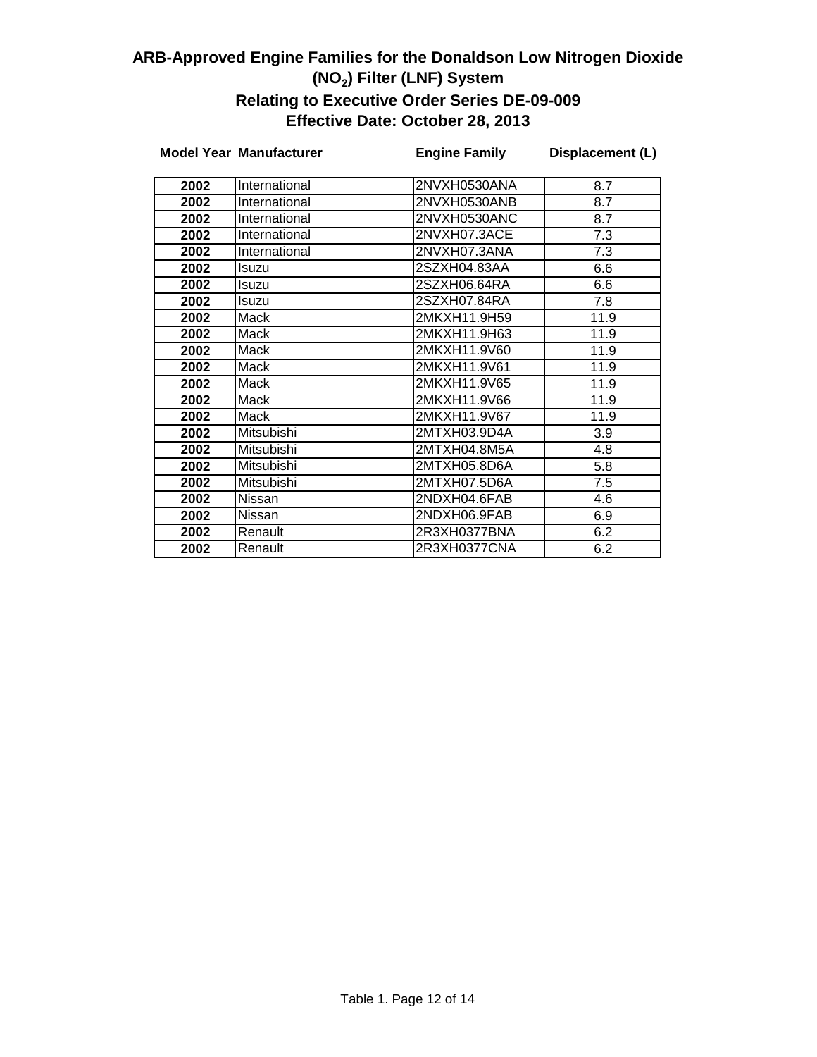# ARB-Approved Engine Families for the Donaldson Low Nitrogen Dioxide ($NO_2$) Filter (LNF) System

## Relating to Executive Order Series DE-09-009

## Effective Date: October 28, 2013

| Model Year | Manufacturer | Engine Family | Displacement (L) |
|---|---|---|---|
| 2002 | International | 2NVXH0530ANA | 8.7 |
| 2002 | International | 2NVXH0530ANB | 8.7 |
| 2002 | International | 2NVXH0530ANC | 8.7 |
| 2002 | International | 2NVXH07.3ACE | 7.3 |
| 2002 | International | 2NVXH07.3ANA | 7.3 |
| 2002 | Isuzu | 2SZXH04.83AA | 6.6 |
| 2002 | Isuzu | 2SZXH06.64RA | 6.6 |
| 2002 | Isuzu | 2SZXH07.84RA | 7.8 |
| 2002 | Mack | 2MKXH11.9H59 | 11.9 |
| 2002 | Mack | 2MKXH11.9H63 | 11.9 |
| 2002 | Mack | 2MKXH11.9V60 | 11.9 |
| 2002 | Mack | 2MKXH11.9V61 | 11.9 |
| 2002 | Mack | 2MKXH11.9V65 | 11.9 |
| 2002 | Mack | 2MKXH11.9V66 | 11.9 |
| 2002 | Mack | 2MKXH11.9V67 | 11.9 |
| 2002 | Mitsubishi | 2MTXH03.9D4A | 3.9 |
| 2002 | Mitsubishi | 2MTXH04.8M5A | 4.8 |
| 2002 | Mitsubishi | 2MTXH05.8D6A | 5.8 |
| 2002 | Mitsubishi | 2MTXH07.5D6A | 7.5 |
| 2002 | Nissan | 2NDXH04.6FAB | 4.6 |
| 2002 | Nissan | 2NDXH06.9FAB | 6.9 |
| 2002 | Renault | 2R3XH0377BNA | 6.2 |
| 2002 | Renault | 2R3XH0377CNA | 6.2 |

Table 1. Page 12 of 14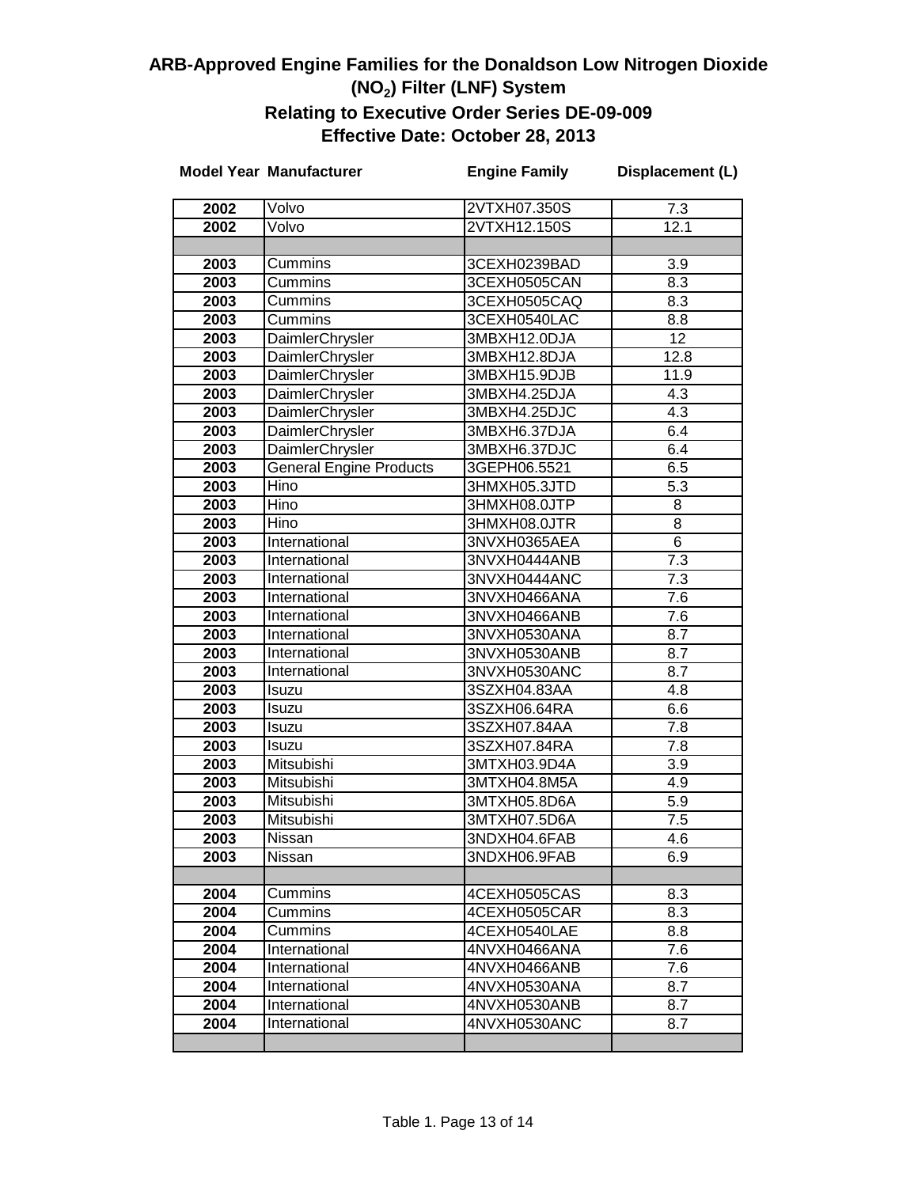# ARB-Approved Engine Families for the Donaldson Low Nitrogen Dioxide ($NO_2$) Filter (LNF) System

## Relating to Executive Order Series DE-09-009

## Effective Date: October 28, 2013

| Model Year | Manufacturer | Engine Family | Displacement (L) |
|---|---|---|---|
| 2002 | Volvo | 2VTXH07.350S | 7.3 |
| 2002 | Volvo | 2VTXH12.150S | 12.1 |
| | | | |
| 2003 | Cummins | 3CEXH0239BAD | 3.9 |
| 2003 | Cummins | 3CEXH0505CAN | 8.3 |
| 2003 | Cummins | 3CEXH0505CAQ | 8.3 |
| 2003 | Cummins | 3CEXH0540LAC | 8.8 |
| 2003 | DaimlerChrysler | 3MBXH12.0DJA | 12 |
| 2003 | DaimlerChrysler | 3MBXH12.8DJA | 12.8 |
| 2003 | DaimlerChrysler | 3MBXH15.9DJB | 11.9 |
| 2003 | DaimlerChrysler | 3MBXH4.25DJA | 4.3 |
| 2003 | DaimlerChrysler | 3MBXH4.25DJC | 4.3 |
| 2003 | DaimlerChrysler | 3MBXH6.37DJA | 6.4 |
| 2003 | DaimlerChrysler | 3MBXH6.37DJC | 6.4 |
| 2003 | General Engine Products | 3GEPH06.5521 | 6.5 |
| 2003 | Hino | 3HMXH05.3JTD | 5.3 |
| 2003 | Hino | 3HMXH08.0JTP | 8 |
| 2003 | Hino | 3HMXH08.0JTR | 8 |
| 2003 | International | 3NVXH0365AEA | 6 |
| 2003 | International | 3NVXH0444ANB | 7.3 |
| 2003 | International | 3NVXH0444ANC | 7.3 |
| 2003 | International | 3NVXH0466ANA | 7.6 |
| 2003 | International | 3NVXH0466ANB | 7.6 |
| 2003 | International | 3NVXH0530ANA | 8.7 |
| 2003 | International | 3NVXH0530ANB | 8.7 |
| 2003 | International | 3NVXH0530ANC | 8.7 |
| 2003 | Isuzu | 3SZXH04.83AA | 4.8 |
| 2003 | Isuzu | 3SZXH06.64RA | 6.6 |
| 2003 | Isuzu | 3SZXH07.84AA | 7.8 |
| 2003 | Isuzu | 3SZXH07.84RA | 7.8 |
| 2003 | Mitsubishi | 3MTXH03.9D4A | 3.9 |
| 2003 | Mitsubishi | 3MTXH04.8M5A | 4.9 |
| 2003 | Mitsubishi | 3MTXH05.8D6A | 5.9 |
| 2003 | Mitsubishi | 3MTXH07.5D6A | 7.5 |
| 2003 | Nissan | 3NDXH04.6FAB | 4.6 |
| 2003 | Nissan | 3NDXH06.9FAB | 6.9 |
| | | | |
| 2004 | Cummins | 4CEXH0505CAS | 8.3 |
| 2004 | Cummins | 4CEXH0505CAR | 8.3 |
| 2004 | Cummins | 4CEXH0540LAE | 8.8 |
| 2004 | International | 4NVXH0466ANA | 7.6 |
| 2004 | International | 4NVXH0466ANB | 7.6 |
| 2004 | International | 4NVXH0530ANA | 8.7 |
| 2004 | International | 4NVXH0530ANB | 8.7 |
| 2004 | International | 4NVXH0530ANC | 8.7 |
| | | | |

Table 1.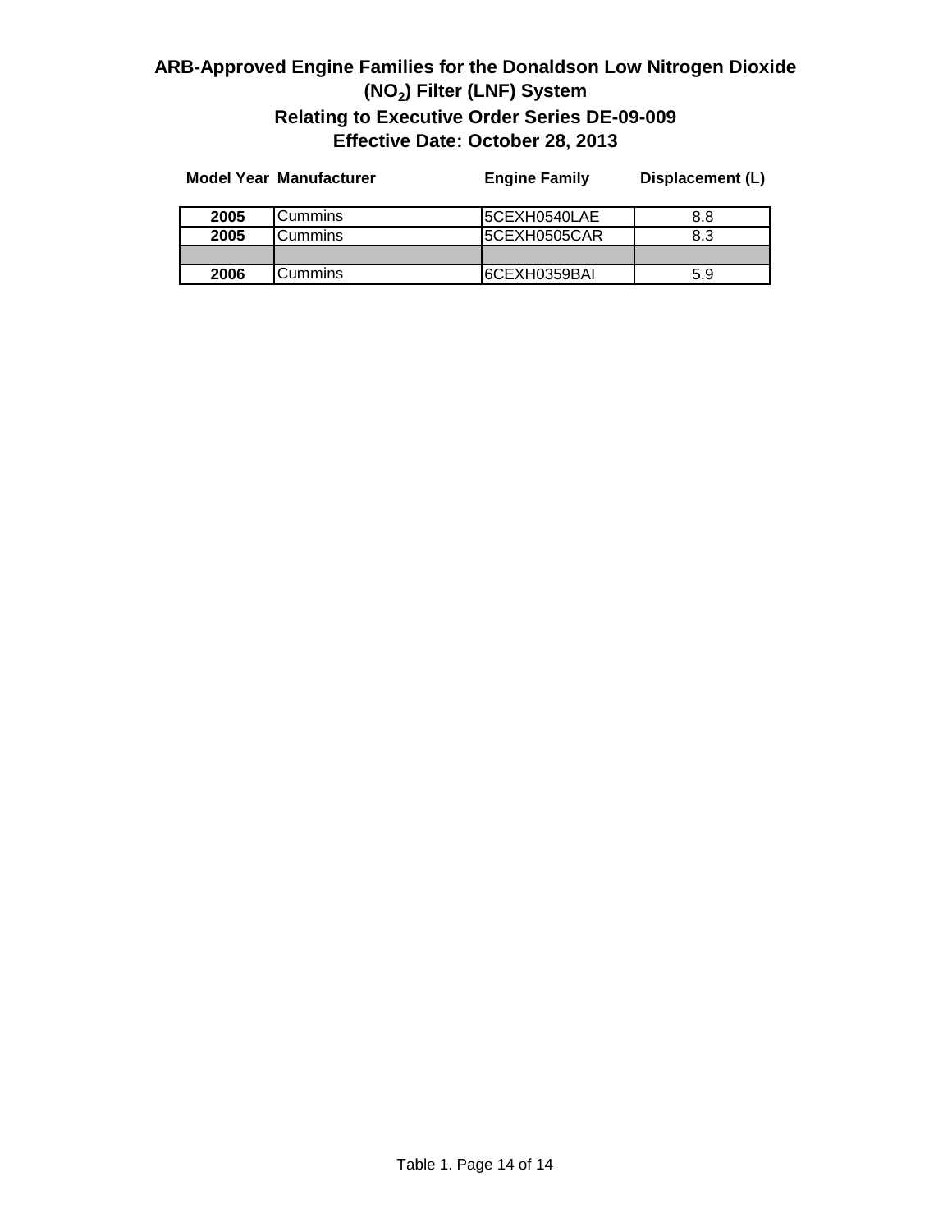# ARB-Approved Engine Families for the Donaldson Low Nitrogen Dioxide ($NO_2$) Filter (LNF) System

## Relating to Executive Order Series DE-09-009

## Effective Date: October 28, 2013

| Model Year | Manufacturer | Engine Family | Displacement (L) |
|---|---|---|---|
| **2005** | Cummins | 5CEXH0540LAE | 8.8 |
| **2005** | Cummins | 5CEXH0505CAR | 8.3 |
| | | | |
| **2006** | Cummins | 6CEXH0359BAI | 5.9 |

Table 1.